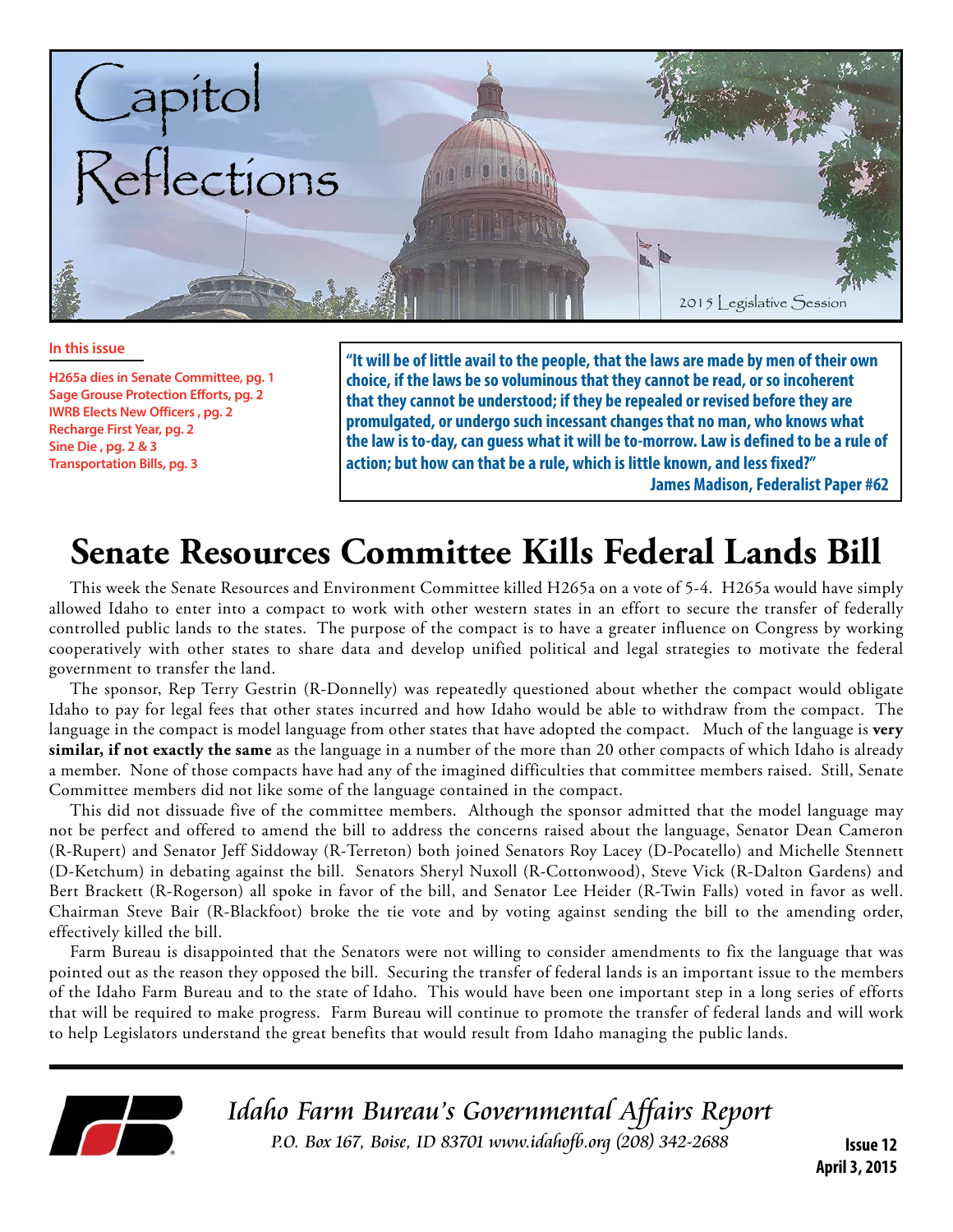# Capitol Reflections

2015 Legislative Session

**In this issue**

- H265a dies in Senate Committee, pg. 1
- Sage Grouse Protection Efforts, pg. 2
- IWRB Elects New Officers , pg. 2
- Recharge First Year, pg. 2
- Sine Die , pg. 2 & 3
- Transportation Bills, pg. 3

> **"It will be of little avail to the people, that the laws are made by men of their own choice, if the laws be so voluminous that they cannot be read, or so incoherent that they cannot be understood; if they be repealed or revised before they are promulgated, or undergo such incessant changes that no man, who knows what the law is to-day, can guess what it will be to-morrow. Law is defined to be a rule of action; but how can that be a rule, which is little known, and less fixed?"**
>
> **James Madison, Federalist Paper #62**

# Senate Resources Committee Kills Federal Lands Bill

This week the Senate Resources and Environment Committee killed H265a on a vote of 5-4. H265a would have simply allowed Idaho to enter into a compact to work with other western states in an effort to secure the transfer of federally controlled public lands to the states. The purpose of the compact is to have a greater influence on Congress by working cooperatively with other states to share data and develop unified political and legal strategies to motivate the federal government to transfer the land.

The sponsor, Rep Terry Gestrin (R-Donnelly) was repeatedly questioned about whether the compact would obligate Idaho to pay for legal fees that other states incurred and how Idaho would be able to withdraw from the compact. The language in the compact is model language from other states that have adopted the compact. Much of the language is **very similar, if not exactly the same** as the language in a number of the more than 20 other compacts of which Idaho is already a member. None of those compacts have had any of the imagined difficulties that committee members raised. Still, Senate Committee members did not like some of the language contained in the compact.

This did not dissuade five of the committee members. Although the sponsor admitted that the model language may not be perfect and offered to amend the bill to address the concerns raised about the language, Senator Dean Cameron (R-Rupert) and Senator Jeff Siddoway (R-Terreton) both joined Senators Roy Lacey (D-Pocatello) and Michelle Stennett (D-Ketchum) in debating against the bill. Senators Sheryl Nuxoll (R-Cottonwood), Steve Vick (R-Dalton Gardens) and Bert Brackett (R-Rogerson) all spoke in favor of the bill, and Senator Lee Heider (R-Twin Falls) voted in favor as well. Chairman Steve Bair (R-Blackfoot) broke the tie vote and by voting against sending the bill to the amending order, effectively killed the bill.

Farm Bureau is disappointed that the Senators were not willing to consider amendments to fix the language that was pointed out as the reason they opposed the bill. Securing the transfer of federal lands is an important issue to the members of the Idaho Farm Bureau and to the state of Idaho. This would have been one important step in a long series of efforts that will be required to make progress. Farm Bureau will continue to promote the transfer of federal lands and will work to help Legislators understand the great benefits that would result from Idaho managing the public lands.

*Idaho Farm Bureau's Governmental Affairs Report*

*P.O. Box 167, Boise, ID 83701 www.idahofb.org (208) 342-2688*

**Issue 12**
**April 3, 2015**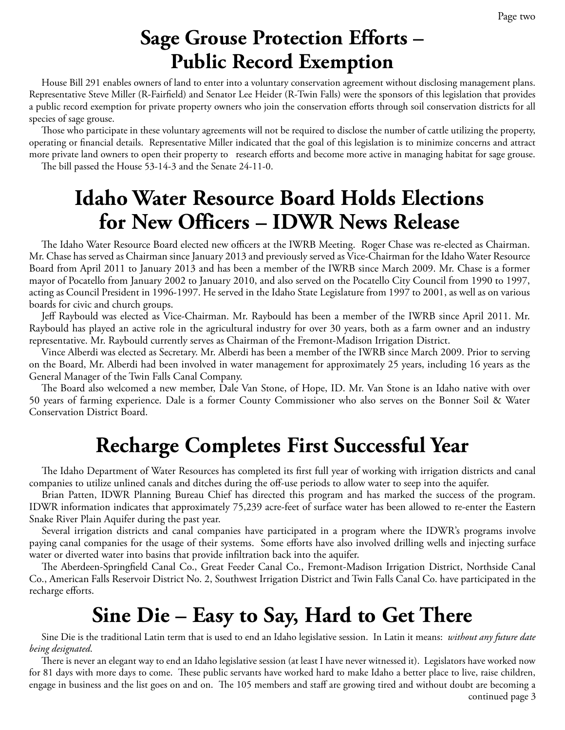## Sage Grouse Protection Efforts – Public Record Exemption

House Bill 291 enables owners of land to enter into a voluntary conservation agreement without disclosing management plans. Representative Steve Miller (R-Fairfield) and Senator Lee Heider (R-Twin Falls) were the sponsors of this legislation that provides a public record exemption for private property owners who join the conservation efforts through soil conservation districts for all species of sage grouse.

Those who participate in these voluntary agreements will not be required to disclose the number of cattle utilizing the property, operating or financial details. Representative Miller indicated that the goal of this legislation is to minimize concerns and attract more private land owners to open their property to research efforts and become more active in managing habitat for sage grouse.

The bill passed the House 53-14-3 and the Senate 24-11-0.

## Idaho Water Resource Board Holds Elections for New Officers – IDWR News Release

The Idaho Water Resource Board elected new officers at the IWRB Meeting. Roger Chase was re-elected as Chairman. Mr. Chase has served as Chairman since January 2013 and previously served as Vice-Chairman for the Idaho Water Resource Board from April 2011 to January 2013 and has been a member of the IWRB since March 2009. Mr. Chase is a former mayor of Pocatello from January 2002 to January 2010, and also served on the Pocatello City Council from 1990 to 1997, acting as Council President in 1996-1997. He served in the Idaho State Legislature from 1997 to 2001, as well as on various boards for civic and church groups.

Jeff Raybould was elected as Vice-Chairman. Mr. Raybould has been a member of the IWRB since April 2011. Mr. Raybould has played an active role in the agricultural industry for over 30 years, both as a farm owner and an industry representative. Mr. Raybould currently serves as Chairman of the Fremont-Madison Irrigation District.

Vince Alberdi was elected as Secretary. Mr. Alberdi has been a member of the IWRB since March 2009. Prior to serving on the Board, Mr. Alberdi had been involved in water management for approximately 25 years, including 16 years as the General Manager of the Twin Falls Canal Company.

The Board also welcomed a new member, Dale Van Stone, of Hope, ID. Mr. Van Stone is an Idaho native with over 50 years of farming experience. Dale is a former County Commissioner who also serves on the Bonner Soil & Water Conservation District Board.

## Recharge Completes First Successful Year

The Idaho Department of Water Resources has completed its first full year of working with irrigation districts and canal companies to utilize unlined canals and ditches during the off-use periods to allow water to seep into the aquifer.

Brian Patten, IDWR Planning Bureau Chief has directed this program and has marked the success of the program. IDWR information indicates that approximately 75,239 acre-feet of surface water has been allowed to re-enter the Eastern Snake River Plain Aquifer during the past year.

Several irrigation districts and canal companies have participated in a program where the IDWR's programs involve paying canal companies for the usage of their systems. Some efforts have also involved drilling wells and injecting surface water or diverted water into basins that provide infiltration back into the aquifer.

The Aberdeen-Springfield Canal Co., Great Feeder Canal Co., Fremont-Madison Irrigation District, Northside Canal Co., American Falls Reservoir District No. 2, Southwest Irrigation District and Twin Falls Canal Co. have participated in the recharge efforts.

## Sine Die – Easy to Say, Hard to Get There

Sine Die is the traditional Latin term that is used to end an Idaho legislative session. In Latin it means: *without any future date being designated*.

There is never an elegant way to end an Idaho legislative session (at least I have never witnessed it). Legislators have worked now for 81 days with more days to come. These public servants have worked hard to make Idaho a better place to live, raise children, engage in business and the list goes on and on. The 105 members and staff are growing tired and without doubt are becoming a

continued page 3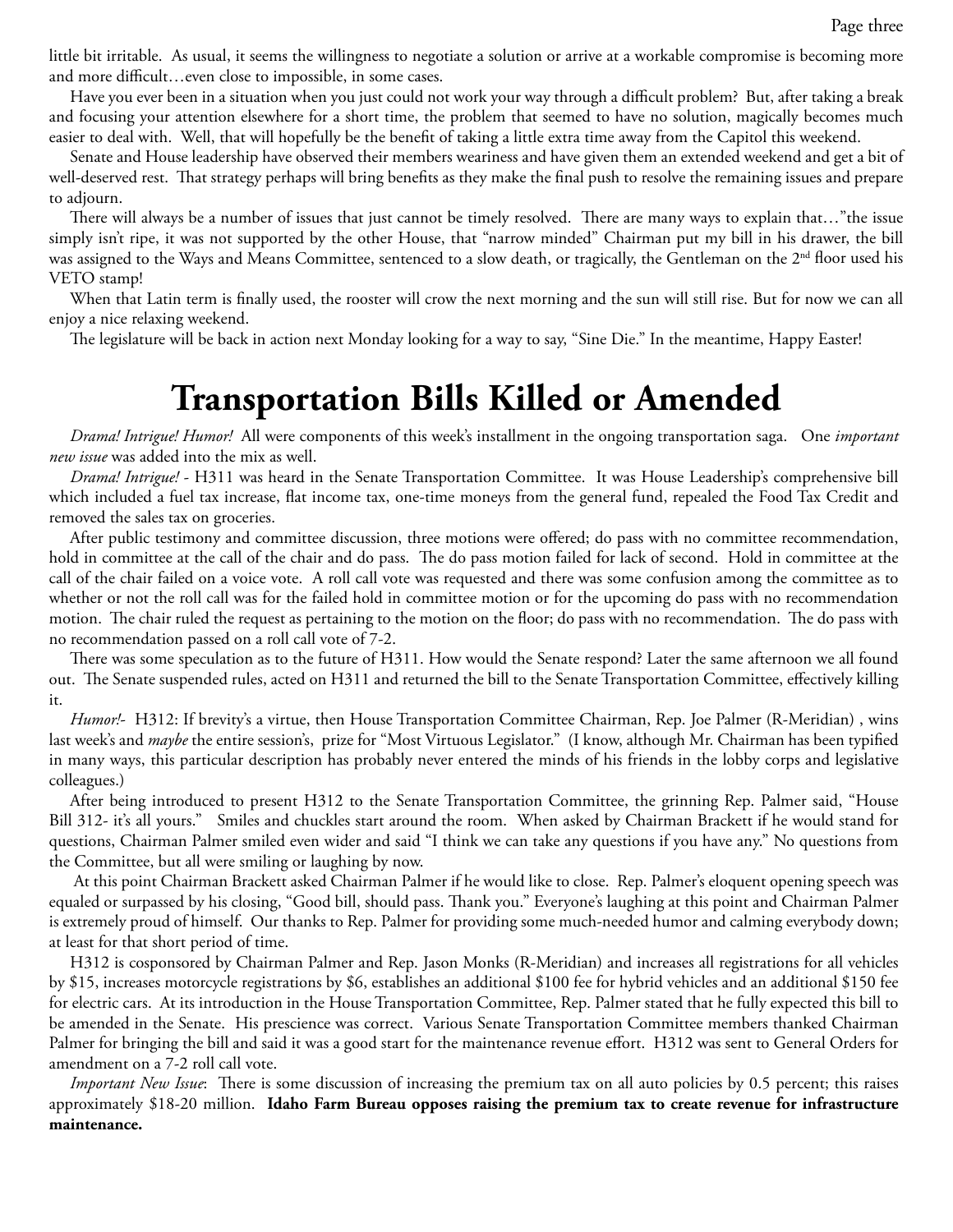little bit irritable. As usual, it seems the willingness to negotiate a solution or arrive at a workable compromise is becoming more and more difficult…even close to impossible, in some cases.

Have you ever been in a situation when you just could not work your way through a difficult problem? But, after taking a break and focusing your attention elsewhere for a short time, the problem that seemed to have no solution, magically becomes much easier to deal with. Well, that will hopefully be the benefit of taking a little extra time away from the Capitol this weekend.

Senate and House leadership have observed their members weariness and have given them an extended weekend and get a bit of well-deserved rest. That strategy perhaps will bring benefits as they make the final push to resolve the remaining issues and prepare to adjourn.

There will always be a number of issues that just cannot be timely resolved. There are many ways to explain that…"the issue simply isn't ripe, it was not supported by the other House, that "narrow minded" Chairman put my bill in his drawer, the bill was assigned to the Ways and Means Committee, sentenced to a slow death, or tragically, the Gentleman on the 2nd floor used his VETO stamp!

When that Latin term is finally used, the rooster will crow the next morning and the sun will still rise. But for now we can all enjoy a nice relaxing weekend.

The legislature will be back in action next Monday looking for a way to say, "Sine Die." In the meantime, Happy Easter!

# Transportation Bills Killed or Amended

*Drama! Intrigue! Humor!* All were components of this week's installment in the ongoing transportation saga. One *important new issue* was added into the mix as well.

*Drama! Intrigue!* - H311 was heard in the Senate Transportation Committee. It was House Leadership's comprehensive bill which included a fuel tax increase, flat income tax, one-time moneys from the general fund, repealed the Food Tax Credit and removed the sales tax on groceries.

After public testimony and committee discussion, three motions were offered; do pass with no committee recommendation, hold in committee at the call of the chair and do pass. The do pass motion failed for lack of second. Hold in committee at the call of the chair failed on a voice vote. A roll call vote was requested and there was some confusion among the committee as to whether or not the roll call was for the failed hold in committee motion or for the upcoming do pass with no recommendation motion. The chair ruled the request as pertaining to the motion on the floor; do pass with no recommendation. The do pass with no recommendation passed on a roll call vote of 7-2.

There was some speculation as to the future of H311. How would the Senate respond? Later the same afternoon we all found out. The Senate suspended rules, acted on H311 and returned the bill to the Senate Transportation Committee, effectively killing it.

*Humor!*- H312: If brevity's a virtue, then House Transportation Committee Chairman, Rep. Joe Palmer (R-Meridian) , wins last week's and *maybe* the entire session's, prize for "Most Virtuous Legislator." (I know, although Mr. Chairman has been typified in many ways, this particular description has probably never entered the minds of his friends in the lobby corps and legislative colleagues.)

After being introduced to present H312 to the Senate Transportation Committee, the grinning Rep. Palmer said, "House Bill 312- it's all yours." Smiles and chuckles start around the room. When asked by Chairman Brackett if he would stand for questions, Chairman Palmer smiled even wider and said "I think we can take any questions if you have any." No questions from the Committee, but all were smiling or laughing by now.

At this point Chairman Brackett asked Chairman Palmer if he would like to close. Rep. Palmer's eloquent opening speech was equaled or surpassed by his closing, "Good bill, should pass. Thank you." Everyone's laughing at this point and Chairman Palmer is extremely proud of himself. Our thanks to Rep. Palmer for providing some much-needed humor and calming everybody down; at least for that short period of time.

H312 is cosponsored by Chairman Palmer and Rep. Jason Monks (R-Meridian) and increases all registrations for all vehicles by $15, increases motorcycle registrations by $6, establishes an additional $100 fee for hybrid vehicles and an additional $150 fee for electric cars. At its introduction in the House Transportation Committee, Rep. Palmer stated that he fully expected this bill to be amended in the Senate. His prescience was correct. Various Senate Transportation Committee members thanked Chairman Palmer for bringing the bill and said it was a good start for the maintenance revenue effort. H312 was sent to General Orders for amendment on a 7-2 roll call vote.

*Important New Issue*: There is some discussion of increasing the premium tax on all auto policies by 0.5 percent; this raises approximately $18-20 million. **Idaho Farm Bureau opposes raising the premium tax to create revenue for infrastructure maintenance.**